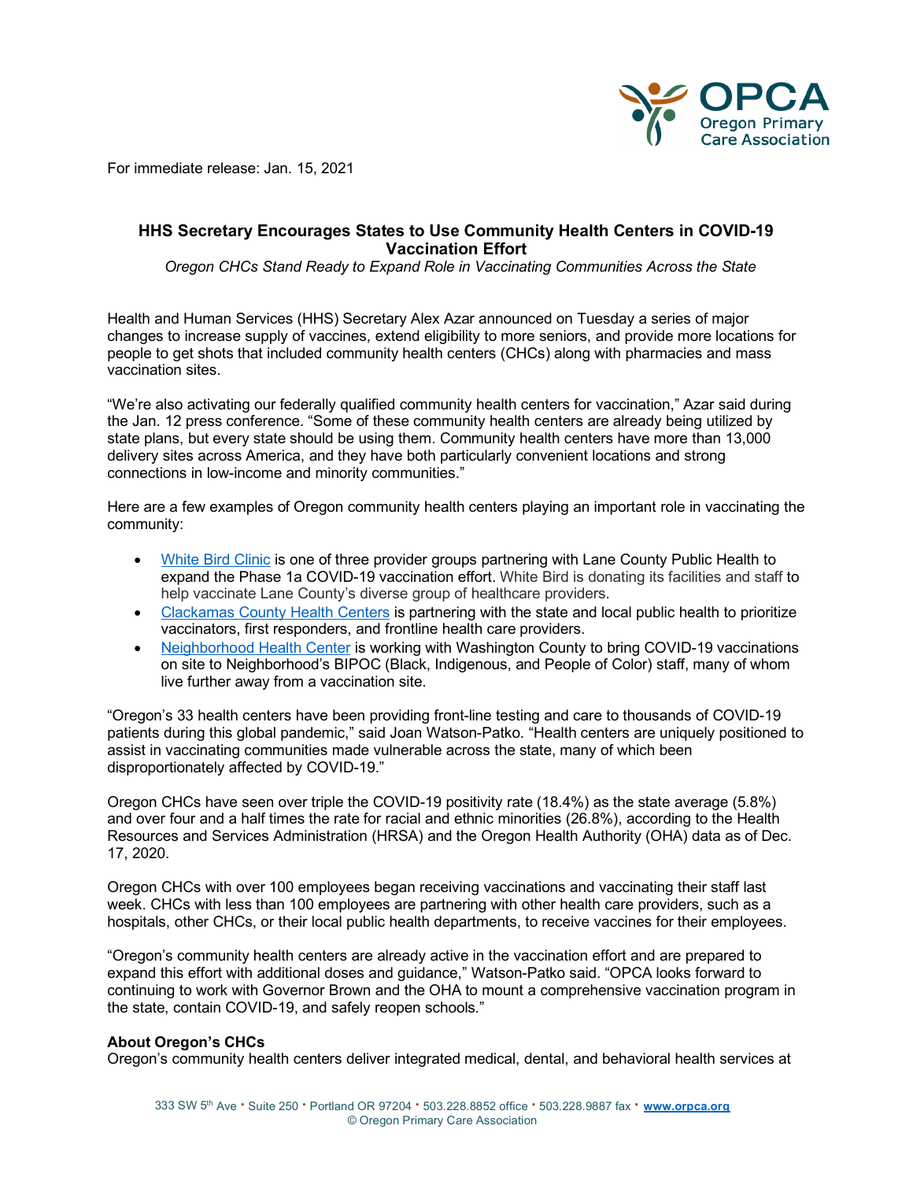For immediate release: Jan. 15, 2021

## HHS Secretary Encourages States to Use Community Health Centers in COVID-19 Vaccination Effort

*Oregon CHCs Stand Ready to Expand Role in Vaccinating Communities Across the State*

Health and Human Services (HHS) Secretary Alex Azar announced on Tuesday a series of major changes to increase supply of vaccines, extend eligibility to more seniors, and provide more locations for people to get shots that included community health centers (CHCs) along with pharmacies and mass vaccination sites.

"We're also activating our federally qualified community health centers for vaccination," Azar said during the Jan. 12 press conference. "Some of these community health centers are already being utilized by state plans, but every state should be using them. Community health centers have more than 13,000 delivery sites across America, and they have both particularly convenient locations and strong connections in low-income and minority communities."

Here are a few examples of Oregon community health centers playing an important role in vaccinating the community:

- White Bird Clinic is one of three provider groups partnering with Lane County Public Health to expand the Phase 1a COVID-19 vaccination effort. White Bird is donating its facilities and staff to help vaccinate Lane County's diverse group of healthcare providers.
- Clackamas County Health Centers is partnering with the state and local public health to prioritize vaccinators, first responders, and frontline health care providers.
- Neighborhood Health Center is working with Washington County to bring COVID-19 vaccinations on site to Neighborhood's BIPOC (Black, Indigenous, and People of Color) staff, many of whom live further away from a vaccination site.

"Oregon's 33 health centers have been providing front-line testing and care to thousands of COVID-19 patients during this global pandemic," said Joan Watson-Patko. "Health centers are uniquely positioned to assist in vaccinating communities made vulnerable across the state, many of which been disproportionately affected by COVID-19."

Oregon CHCs have seen over triple the COVID-19 positivity rate (18.4%) as the state average (5.8%) and over four and a half times the rate for racial and ethnic minorities (26.8%), according to the Health Resources and Services Administration (HRSA) and the Oregon Health Authority (OHA) data as of Dec. 17, 2020.

Oregon CHCs with over 100 employees began receiving vaccinations and vaccinating their staff last week. CHCs with less than 100 employees are partnering with other health care providers, such as a hospitals, other CHCs, or their local public health departments, to receive vaccines for their employees.

"Oregon's community health centers are already active in the vaccination effort and are prepared to expand this effort with additional doses and guidance," Watson-Patko said. "OPCA looks forward to continuing to work with Governor Brown and the OHA to mount a comprehensive vaccination program in the state, contain COVID-19, and safely reopen schools."

**About Oregon's CHCs**

Oregon's community health centers deliver integrated medical, dental, and behavioral health services at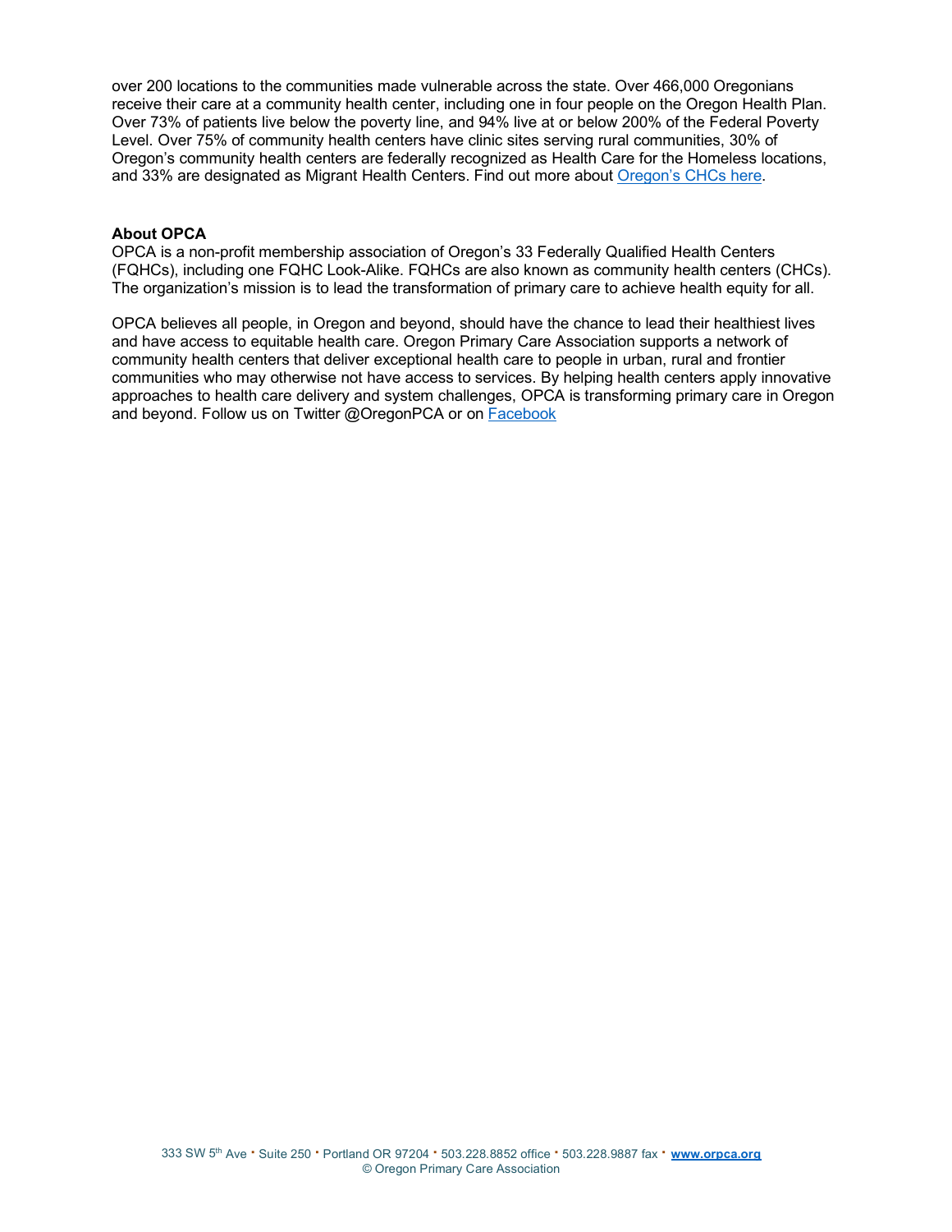over 200 locations to the communities made vulnerable across the state. Over 466,000 Oregonians receive their care at a community health center, including one in four people on the Oregon Health Plan. Over 73% of patients live below the poverty line, and 94% live at or below 200% of the Federal Poverty Level. Over 75% of community health centers have clinic sites serving rural communities, 30% of Oregon's community health centers are federally recognized as Health Care for the Homeless locations, and 33% are designated as Migrant Health Centers. Find out more about Oregon's CHCs here.

**About OPCA**

OPCA is a non-profit membership association of Oregon's 33 Federally Qualified Health Centers (FQHCs), including one FQHC Look-Alike. FQHCs are also known as community health centers (CHCs). The organization's mission is to lead the transformation of primary care to achieve health equity for all.

OPCA believes all people, in Oregon and beyond, should have the chance to lead their healthiest lives and have access to equitable health care. Oregon Primary Care Association supports a network of community health centers that deliver exceptional health care to people in urban, rural and frontier communities who may otherwise not have access to services. By helping health centers apply innovative approaches to health care delivery and system challenges, OPCA is transforming primary care in Oregon and beyond. Follow us on Twitter @OregonPCA or on Facebook